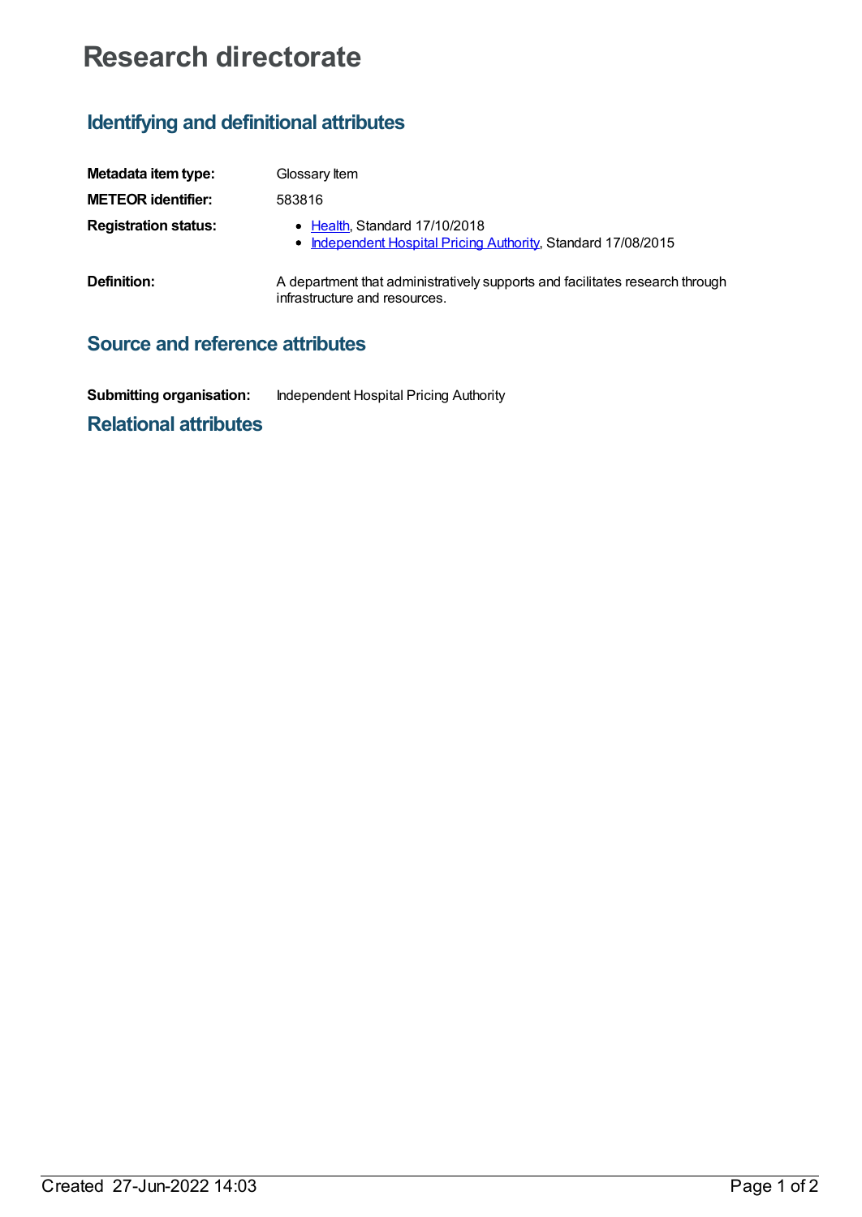# Research directorate

## Identifying and definitional attributes

| | |
|---|---|
| **Metadata item type:** | Glossary Item |
| **METEOR identifier:** | 583816 |
| **Registration status:** | • Health, Standard 17/10/2018<br>• Independent Hospital Pricing Authority, Standard 17/08/2015 |
| **Definition:** | A department that administratively supports and facilitates research through infrastructure and resources. |

## Source and reference attributes

| | |
|---|---|
| **Submitting organisation:** | Independent Hospital Pricing Authority |

## Relational attributes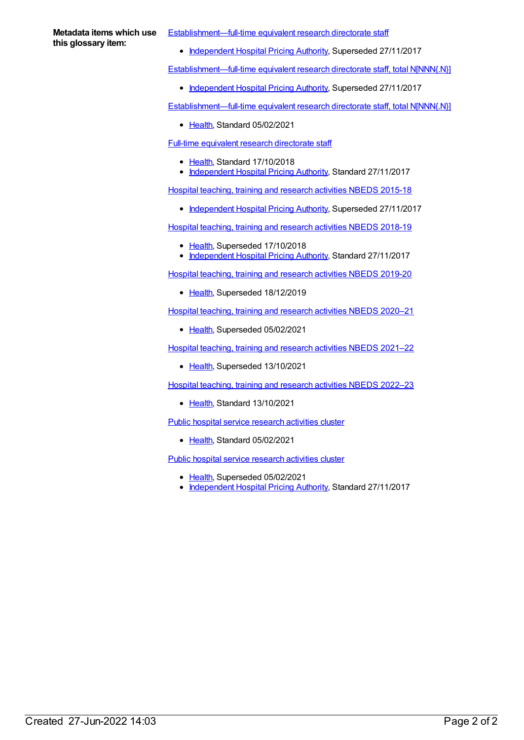**Metadata items which use this glossary item:**

Establishment—full-time equivalent research directorate staff

- Independent Hospital Pricing Authority, Superseded 27/11/2017

Establishment—full-time equivalent research directorate staff, total N[NNN{.N}]

- Independent Hospital Pricing Authority, Superseded 27/11/2017

Establishment—full-time equivalent research directorate staff, total N[NNN{.N}]

- Health, Standard 05/02/2021

Full-time equivalent research directorate staff

- Health, Standard 17/10/2018
- Independent Hospital Pricing Authority, Standard 27/11/2017

Hospital teaching, training and research activities NBEDS 2015-18

- Independent Hospital Pricing Authority, Superseded 27/11/2017

Hospital teaching, training and research activities NBEDS 2018-19

- Health, Superseded 17/10/2018
- Independent Hospital Pricing Authority, Standard 27/11/2017

Hospital teaching, training and research activities NBEDS 2019-20

- Health, Superseded 18/12/2019

Hospital teaching, training and research activities NBEDS 2020–21

- Health, Superseded 05/02/2021

Hospital teaching, training and research activities NBEDS 2021–22

- Health, Superseded 13/10/2021

Hospital teaching, training and research activities NBEDS 2022–23

- Health, Standard 13/10/2021

Public hospital service research activities cluster

- Health, Standard 05/02/2021

Public hospital service research activities cluster

- Health, Superseded 05/02/2021
- Independent Hospital Pricing Authority, Standard 27/11/2017